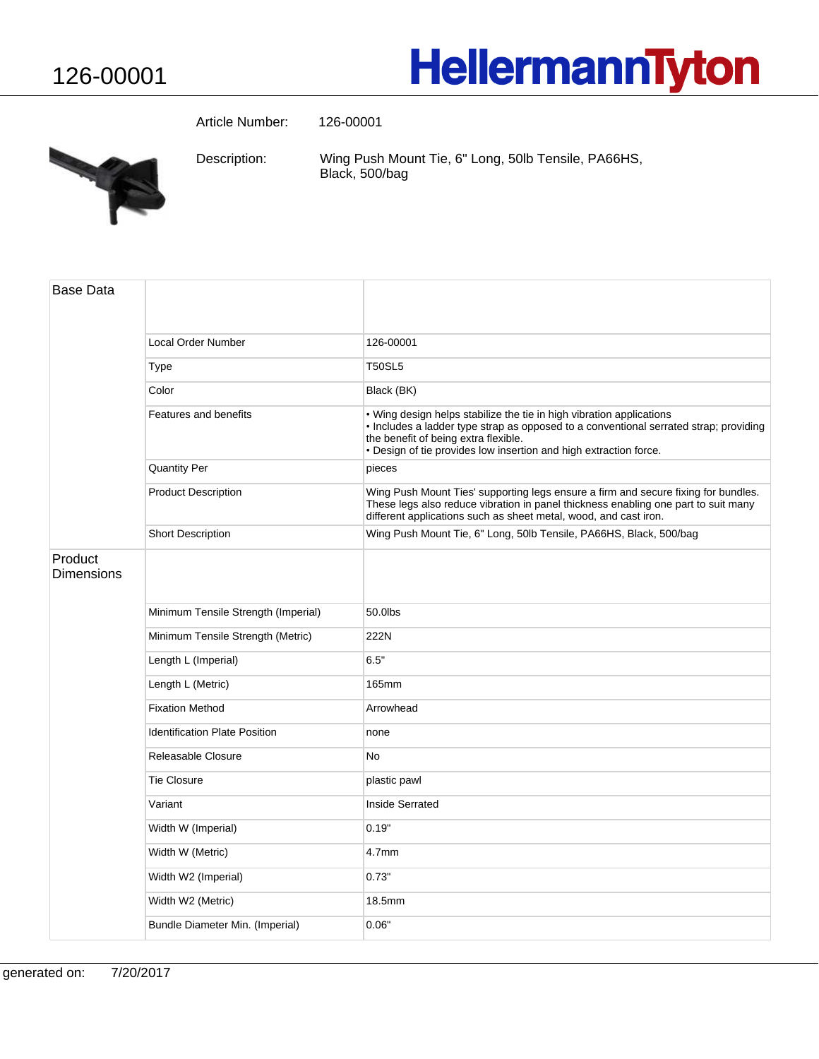# 126-00001

HellermannTyton

Article Number: 126-00001

Description: Wing Push Mount Tie, 6" Long, 50lb Tensile, PA66HS, Black, 500/bag

| Base Data | | |
|---|---|---|
| | Local Order Number | 126-00001 |
| | Type | T50SL5 |
| | Color | Black (BK) |
| | Features and benefits | • Wing design helps stabilize the tie in high vibration applications<br>• Includes a ladder type strap as opposed to a conventional serrated strap; providing the benefit of being extra flexible.<br>• Design of tie provides low insertion and high extraction force. |
| | Quantity Per | pieces |
| | Product Description | Wing Push Mount Ties' supporting legs ensure a firm and secure fixing for bundles. These legs also reduce vibration in panel thickness enabling one part to suit many different applications such as sheet metal, wood, and cast iron. |
| | Short Description | Wing Push Mount Tie, 6" Long, 50lb Tensile, PA66HS, Black, 500/bag |
| Product Dimensions | | |
| | Minimum Tensile Strength (Imperial) | 50.0lbs |
| | Minimum Tensile Strength (Metric) | 222N |
| | Length L (Imperial) | 6.5" |
| | Length L (Metric) | 165mm |
| | Fixation Method | Arrowhead |
| | Identification Plate Position | none |
| | Releasable Closure | No |
| | Tie Closure | plastic pawl |
| | Variant | Inside Serrated |
| | Width W (Imperial) | 0.19" |
| | Width W (Metric) | 4.7mm |
| | Width W2 (Imperial) | 0.73" |
| | Width W2 (Metric) | 18.5mm |
| | Bundle Diameter Min. (Imperial) | 0.06" |

generated on: 7/20/2017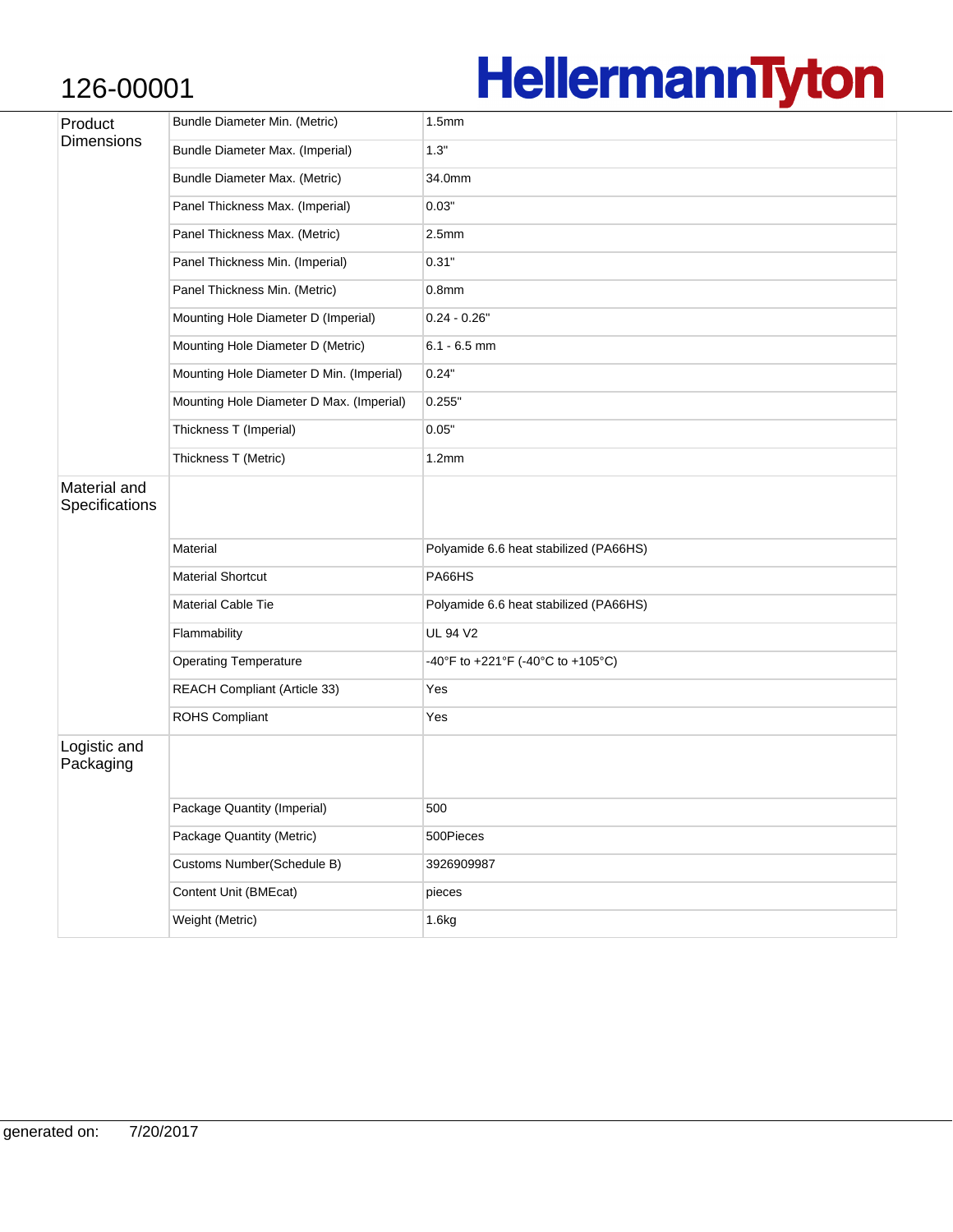126-00001

| | | |
|---|---|---|
| Product Dimensions | Bundle Diameter Min. (Metric) | 1.5mm |
| | Bundle Diameter Max. (Imperial) | 1.3" |
| | Bundle Diameter Max. (Metric) | 34.0mm |
| | Panel Thickness Max. (Imperial) | 0.03" |
| | Panel Thickness Max. (Metric) | 2.5mm |
| | Panel Thickness Min. (Imperial) | 0.31" |
| | Panel Thickness Min. (Metric) | 0.8mm |
| | Mounting Hole Diameter D (Imperial) | 0.24 - 0.26" |
| | Mounting Hole Diameter D (Metric) | 6.1 - 6.5 mm |
| | Mounting Hole Diameter D Min. (Imperial) | 0.24" |
| | Mounting Hole Diameter D Max. (Imperial) | 0.255" |
| | Thickness T (Imperial) | 0.05" |
| | Thickness T (Metric) | 1.2mm |
| Material and Specifications | | |
| | Material | Polyamide 6.6 heat stabilized (PA66HS) |
| | Material Shortcut | PA66HS |
| | Material Cable Tie | Polyamide 6.6 heat stabilized (PA66HS) |
| | Flammability | UL 94 V2 |
| | Operating Temperature | -40°F to +221°F (-40°C to +105°C) |
| | REACH Compliant (Article 33) | Yes |
| | ROHS Compliant | Yes |
| Logistic and Packaging | | |
| | Package Quantity (Imperial) | 500 |
| | Package Quantity (Metric) | 500Pieces |
| | Customs Number(Schedule B) | 3926909987 |
| | Content Unit (BMEcat) | pieces |
| | Weight (Metric) | 1.6kg |

generated on: 7/20/2017